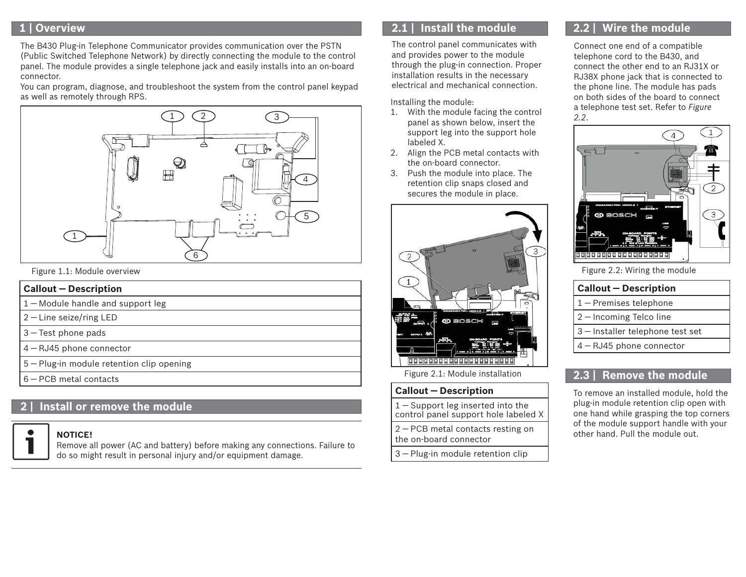## 1 | Overview

The B430 Plug-in Telephone Communicator provides communication over the PSTN (Public Switched Telephone Network) by directly connecting the module to the control panel. The module provides a single telephone jack and easily installs into an on-board connector.
You can program, diagnose, and troubleshoot the system from the control panel keypad as well as remotely through RPS.

Figure 1.1: Module overview

| Callout — Description |
|---|
| 1 — Module handle and support leg |
| 2 — Line seize/ring LED |
| 3 — Test phone pads |
| 4 — RJ45 phone connector |
| 5 — Plug-in module retention clip opening |
| 6 — PCB metal contacts |

## 2 | Install or remove the module

**NOTICE!**
Remove all power (AC and battery) before making any connections. Failure to do so might result in personal injury and/or equipment damage.

## 2.1 | Install the module

The control panel communicates with and provides power to the module through the plug-in connection. Proper installation results in the necessary electrical and mechanical connection.

Installing the module:

1. With the module facing the control panel as shown below, insert the support leg into the support hole labeled X.
2. Align the PCB metal contacts with the on-board connector.
3. Push the module into place. The retention clip snaps closed and secures the module in place.

Figure 2.1: Module installation

| Callout — Description |
|---|
| 1 — Support leg inserted into the control panel support hole labeled X |
| 2 — PCB metal contacts resting on the on-board connector |
| 3 — Plug-in module retention clip |

## 2.2 | Wire the module

Connect one end of a compatible telephone cord to the B430, and connect the other end to an RJ31X or RJ38X phone jack that is connected to the phone line. The module has pads on both sides of the board to connect a telephone test set. Refer to *Figure 2.2*.

Figure 2.2: Wiring the module

| Callout — Description |
|---|
| 1 — Premises telephone |
| 2 — Incoming Telco line |
| 3 — Installer telephone test set |
| 4 — RJ45 phone connector |

## 2.3 | Remove the module

To remove an installed module, hold the plug-in module retention clip open with one hand while grasping the top corners of the module support handle with your other hand. Pull the module out.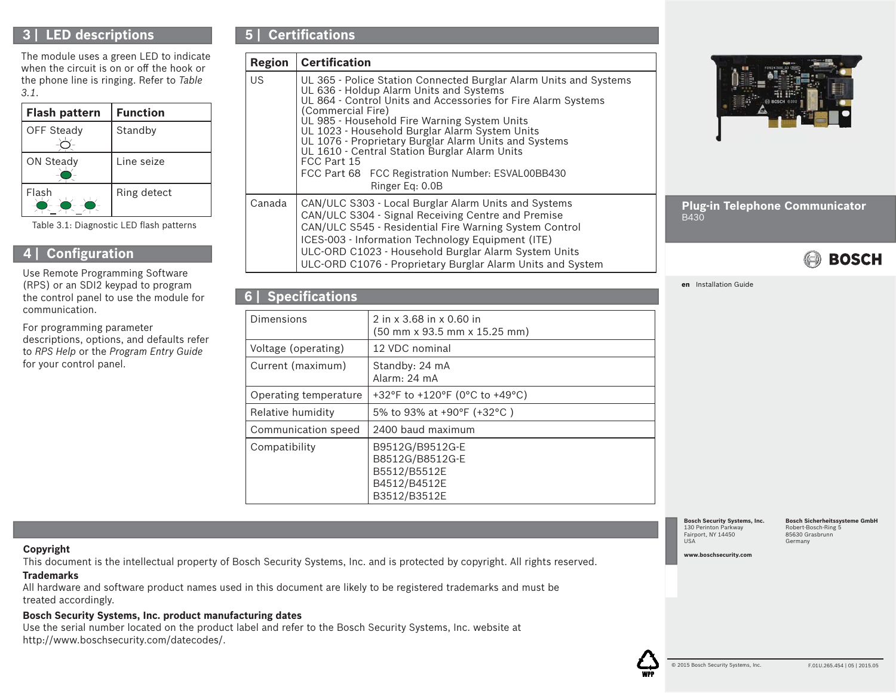## 3 | LED descriptions

The module uses a green LED to indicate when the circuit is on or off the hook or the phone line is ringing. Refer to *Table 3.1*.

| Flash pattern | Function |
|---|---|
| OFF Steady | Standby |
| ON Steady | Line seize |
| Flash | Ring detect |

Table 3.1: Diagnostic LED flash patterns

## 4 | Configuration

Use Remote Programming Software (RPS) or an SDI2 keypad to program the control panel to use the module for communication.

For programming parameter descriptions, options, and defaults refer to *RPS Help* or the *Program Entry Guide* for your control panel.

## 5 | Certifications

| Region | Certification |
|---|---|
| US | UL 365 - Police Station Connected Burglar Alarm Units and Systems<br>UL 636 - Holdup Alarm Units and Systems<br>UL 864 - Control Units and Accessories for Fire Alarm Systems (Commercial Fire)<br>UL 985 - Household Fire Warning System Units<br>UL 1023 - Household Burglar Alarm System Units<br>UL 1076 - Proprietary Burglar Alarm Units and Systems<br>UL 1610 - Central Station Burglar Alarm Units<br>FCC Part 15<br>FCC Part 68 FCC Registration Number: ESVAL00BB430<br>Ringer Eq: 0.0B |
| Canada | CAN/ULC S303 - Local Burglar Alarm Units and Systems<br>CAN/ULC S304 - Signal Receiving Centre and Premise<br>CAN/ULC S545 - Residential Fire Warning System Control<br>ICES-003 - Information Technology Equipment (ITE)<br>ULC-ORD C1023 - Household Burglar Alarm System Units<br>ULC-ORD C1076 - Proprietary Burglar Alarm Units and System |

## 6 | Specifications

| | |
|---|---|
| Dimensions | 2 in x 3.68 in x 0.60 in<br>(50 mm x 93.5 mm x 15.25 mm) |
| Voltage (operating) | 12 VDC nominal |
| Current (maximum) | Standby: 24 mA<br>Alarm: 24 mA |
| Operating temperature | +32°F to +120°F (0°C to +49°C) |
| Relative humidity | 5% to 93% at +90°F (+32°C ) |
| Communication speed | 2400 baud maximum |
| Compatibility | B9512G/B9512G-E<br>B8512G/B8512G-E<br>B5512/B5512E<br>B4512/B4512E<br>B3512/B3512E |

**Copyright**

This document is the intellectual property of Bosch Security Systems, Inc. and is protected by copyright. All rights reserved.

**Trademarks**

All hardware and software product names used in this document are likely to be registered trademarks and must be treated accordingly.

**Bosch Security Systems, Inc. product manufacturing dates**

Use the serial number located on the product label and refer to the Bosch Security Systems, Inc. website at http://www.boschsecurity.com/datecodes/.

# Plug-in Telephone Communicator

B430

BOSCH

**en** Installation Guide

**Bosch Security Systems, Inc.**
130 Perinton Parkway
Fairport, NY 14450
USA

**Bosch Sicherheitssysteme GmbH**
Robert-Bosch-Ring 5
85630 Grasbrunn
Germany

**www.boschsecurity.com**

© 2015 Bosch Security Systems, Inc.

F.01U.265.454 | 05 | 2015.05